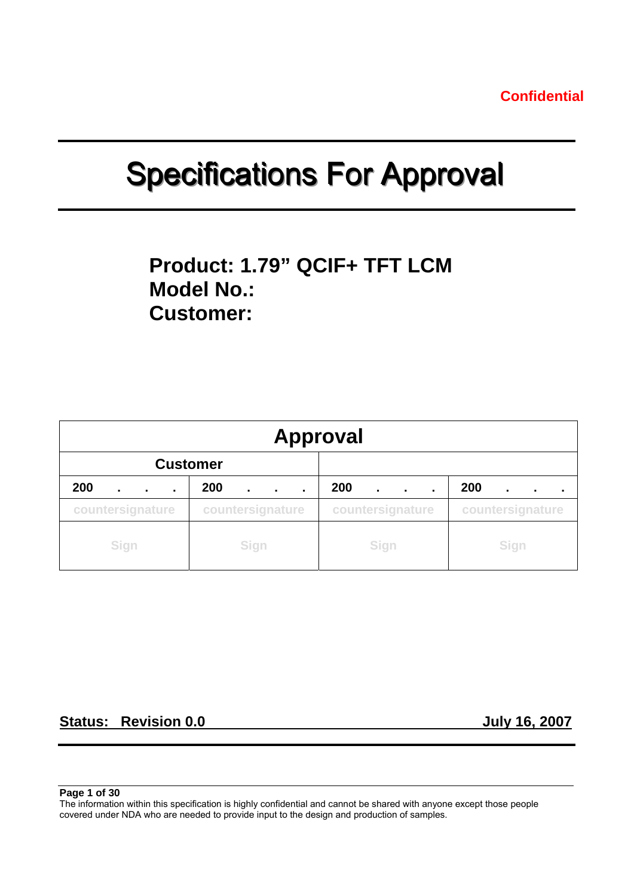Confidential

# Specifications For Approval

**Product: 1.79” QCIF+ TFT LCM**
**Model No.:**
**Customer:**

| Approval | | | |
|---|---|---|---|
| Customer | | | |
| 200 . . . | 200 . . . | 200 . . . | 200 . . . |
| countersignature | countersignature | countersignature | countersignature |
| Sign | Sign | Sign | Sign |

**Status: Revision 0.0** **July 16, 2007**

The information within this specification is highly confidential and cannot be shared with anyone except those people covered under NDA who are needed to provide input to the design and production of samples.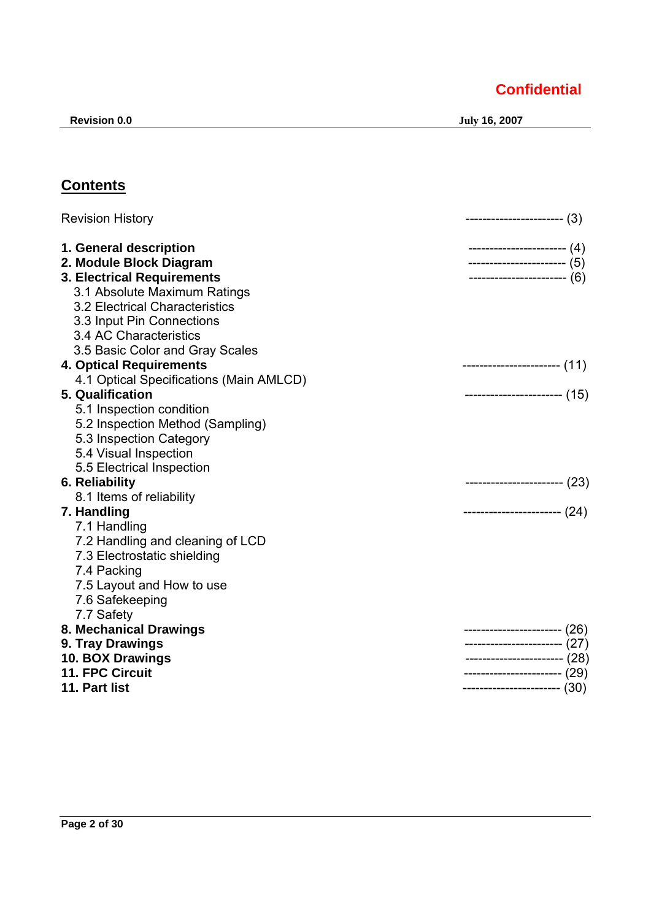# Contents

Revision History ----------------------- (3)

**1. General description** ----------------------- (4)
**2. Module Block Diagram** ----------------------- (5)
**3. Electrical Requirements** ----------------------- (6)
- 3.1 Absolute Maximum Ratings
- 3.2 Electrical Characteristics
- 3.3 Input Pin Connections
- 3.4 AC Characteristics
- 3.5 Basic Color and Gray Scales

**4. Optical Requirements** ----------------------- (11)
- 4.1 Optical Specifications (Main AMLCD)

**5. Qualification** ----------------------- (15)
- 5.1 Inspection condition
- 5.2 Inspection Method (Sampling)
- 5.3 Inspection Category
- 5.4 Visual Inspection
- 5.5 Electrical Inspection

**6. Reliability** ----------------------- (23)
- 8.1 Items of reliability

**7. Handling** ----------------------- (24)
- 7.1 Handling
- 7.2 Handling and cleaning of LCD
- 7.3 Electrostatic shielding
- 7.4 Packing
- 7.5 Layout and How to use
- 7.6 Safekeeping
- 7.7 Safety

**8. Mechanical Drawings** ----------------------- (26)
**9. Tray Drawings** ----------------------- (27)
**10. BOX Drawings** ----------------------- (28)
**11. FPC Circuit** ----------------------- (29)
**11. Part list** ----------------------- (30)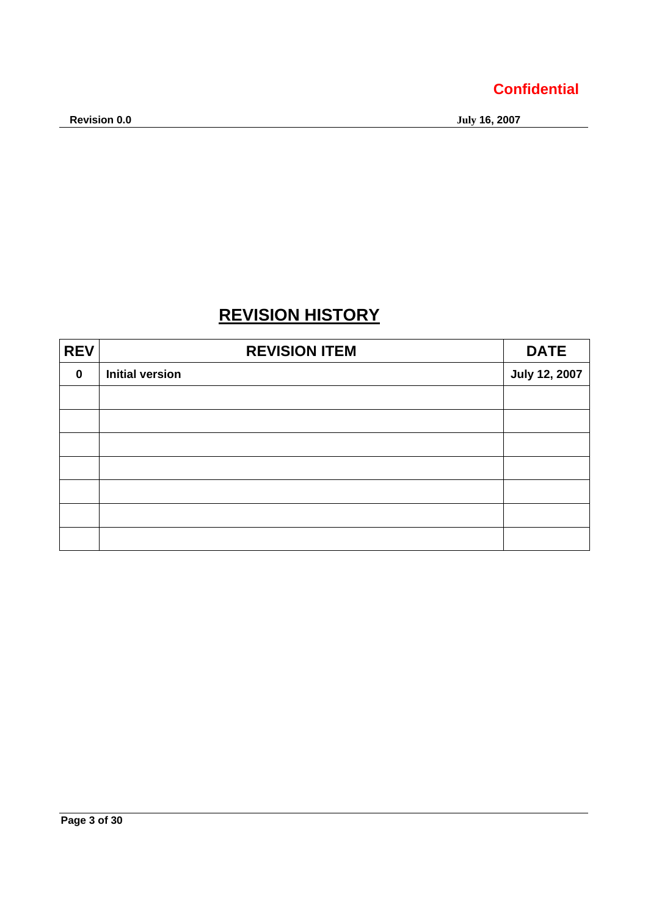# REVISION HISTORY

| REV | REVISION ITEM | DATE |
| --- | --- | --- |
| **0** | **Initial version** | **July 12, 2007** |
| | | |
| | | |
| | | |
| | | |
| | | |
| | | |
| | | |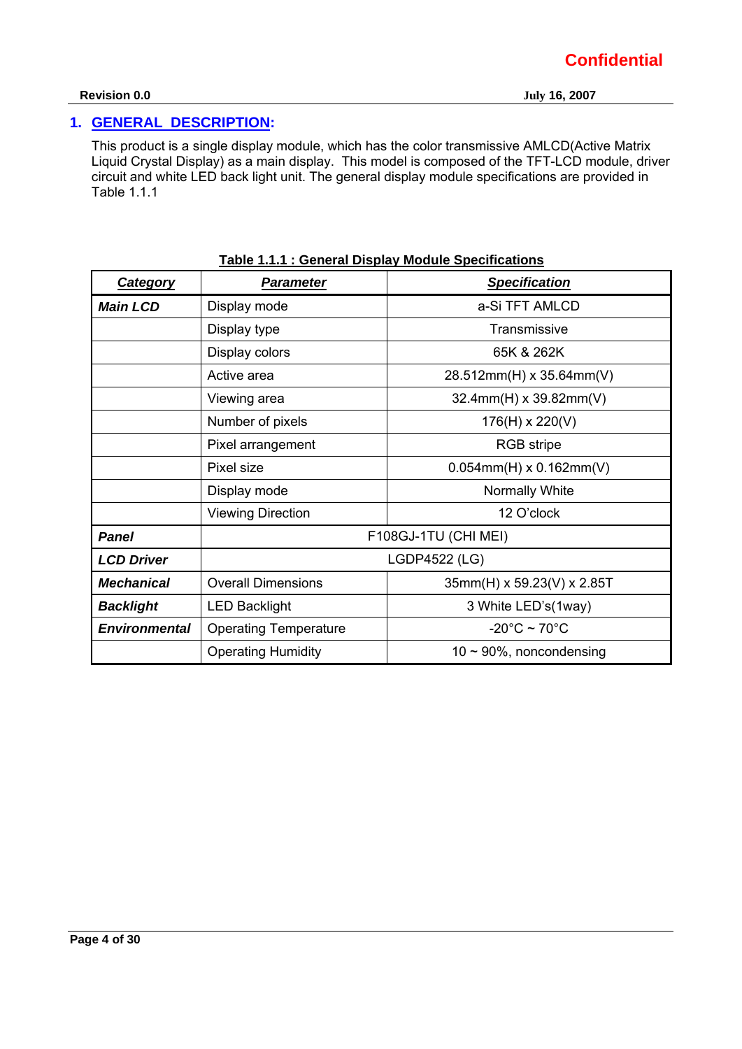## 1. GENERAL DESCRIPTION:

This product is a single display module, which has the color transmissive AMLCD(Active Matrix Liquid Crystal Display) as a main display. This model is composed of the TFT-LCD module, driver circuit and white LED back light unit. The general display module specifications are provided in Table 1.1.1

**Table 1.1.1 : General Display Module Specifications**

| *Category* | *Parameter* | *Specification* |
|---|---|---|
| ***Main LCD*** | Display mode | a-Si TFT AMLCD |
| | Display type | Transmissive |
| | Display colors | 65K & 262K |
| | Active area | 28.512mm(H) x 35.64mm(V) |
| | Viewing area | 32.4mm(H) x 39.82mm(V) |
| | Number of pixels | 176(H) x 220(V) |
| | Pixel arrangement | RGB stripe |
| | Pixel size | 0.054mm(H) x 0.162mm(V) |
| | Display mode | Normally White |
| | Viewing Direction | 12 O'clock |
| ***Panel*** | F108GJ-1TU (CHI MEI) | |
| ***LCD Driver*** | LGDP4522 (LG) | |
| ***Mechanical*** | Overall Dimensions | 35mm(H) x 59.23(V) x 2.85T |
| ***Backlight*** | LED Backlight | 3 White LED's(1way) |
| ***Environmental*** | Operating Temperature | -20°C ~ 70°C |
| | Operating Humidity | 10 ~ 90%, noncondensing |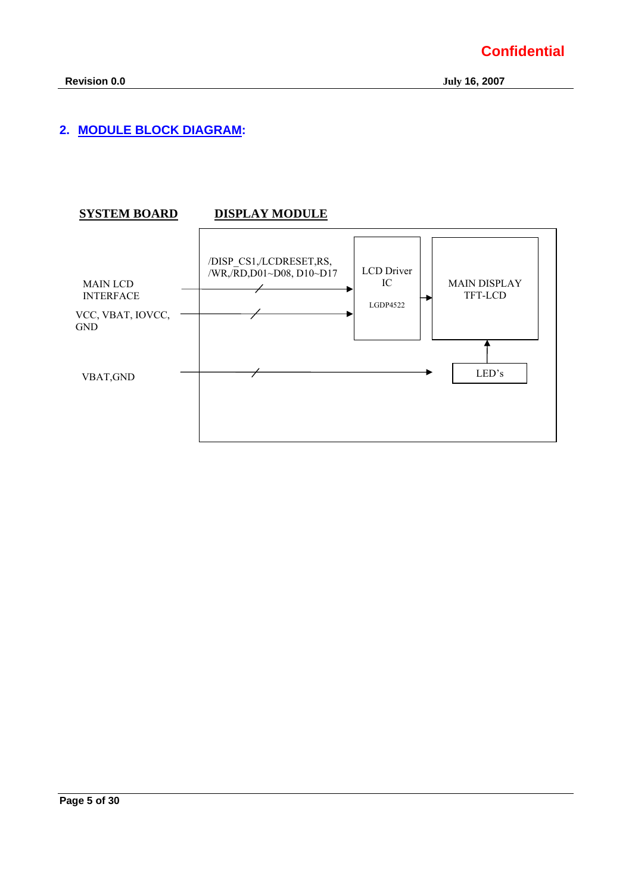## 2. MODULE BLOCK DIAGRAM:

**SYSTEM BOARD** **DISPLAY MODULE**

MAIN LCD INTERFACE

/DISP_CS1,/LCDRESET,RS, /WR,/RD,D01~D08, D10~D17

VCC, VBAT, IOVCC, GND

VBAT,GND

LCD Driver IC

LGDP4522

MAIN DISPLAY TFT-LCD

LED's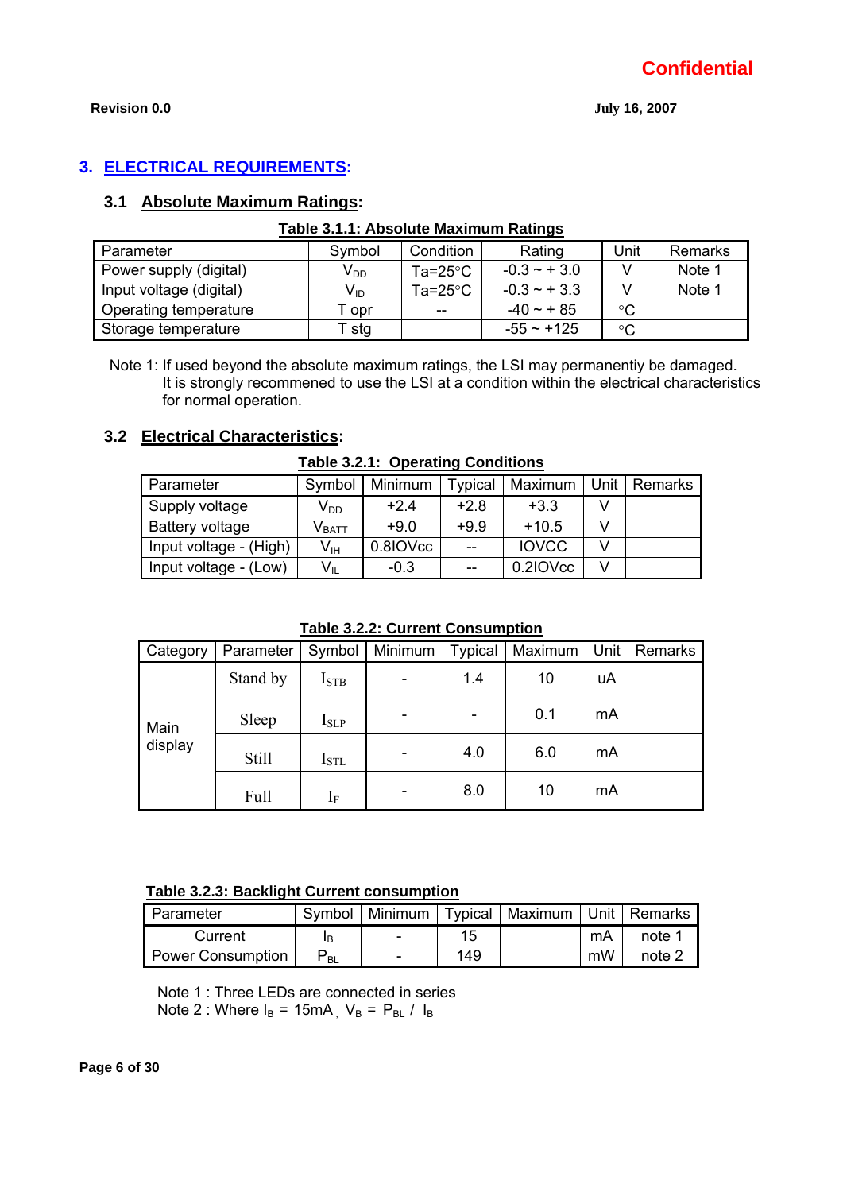## 3. ELECTRICAL REQUIREMENTS:

### 3.1 Absolute Maximum Ratings:

**Table 3.1.1: Absolute Maximum Ratings**

| Parameter | Symbol | Condition | Rating | Unit | Remarks |
|---|---|---|---|---|---|
| Power supply (digital) | $V_{DD}$ | Ta=25°C | -0.3 ~ + 3.0 | V | Note 1 |
| Input voltage (digital) | $V_{ID}$ | Ta=25°C | -0.3 ~ + 3.3 | V | Note 1 |
| Operating temperature | T opr | -- | -40 ~ + 85 | °C | |
| Storage temperature | T stg | | -55 ~ +125 | °C | |

Note 1: If used beyond the absolute maximum ratings, the LSI may permanentiy be damaged. It is strongly recommened to use the LSI at a condition within the electrical characteristics for normal operation.

### 3.2 Electrical Characteristics:

**Table 3.2.1: Operating Conditions**

| Parameter | Symbol | Minimum | Typical | Maximum | Unit | Remarks |
|---|---|---|---|---|---|---|
| Supply voltage | $V_{DD}$ | +2.4 | +2.8 | +3.3 | V | |
| Battery voltage | $V_{BATT}$ | +9.0 | +9.9 | +10.5 | V | |
| Input voltage - (High) | $V_{IH}$ | 0.8IOVcc | -- | IOVCC | V | |
| Input voltage - (Low) | $V_{IL}$ | -0.3 | -- | 0.2IOVcc | V | |

**Table 3.2.2: Current Consumption**

| Category | Parameter | Symbol | Minimum | Typical | Maximum | Unit | Remarks |
|---|---|---|---|---|---|---|---|
| Main display | Stand by | $I_{STB}$ | - | 1.4 | 10 | uA | |
| | Sleep | $I_{SLP}$ | - | - | 0.1 | mA | |
| | Still | $I_{STL}$ | - | 4.0 | 6.0 | mA | |
| | Full | $I_F$ | - | 8.0 | 10 | mA | |

**Table 3.2.3: Backlight Current consumption**

| Parameter | Symbol | Minimum | Typical | Maximum | Unit | Remarks |
|---|---|---|---|---|---|---|
| Current | $I_B$ | - | 15 | | mA | note 1 |
| Power Consumption | $P_{BL}$ | - | 149 | | mW | note 2 |

Note 1 : Three LEDs are connected in series

Note 2 : Where $I_B$ = 15mA , $V_B = P_{BL} / I_B$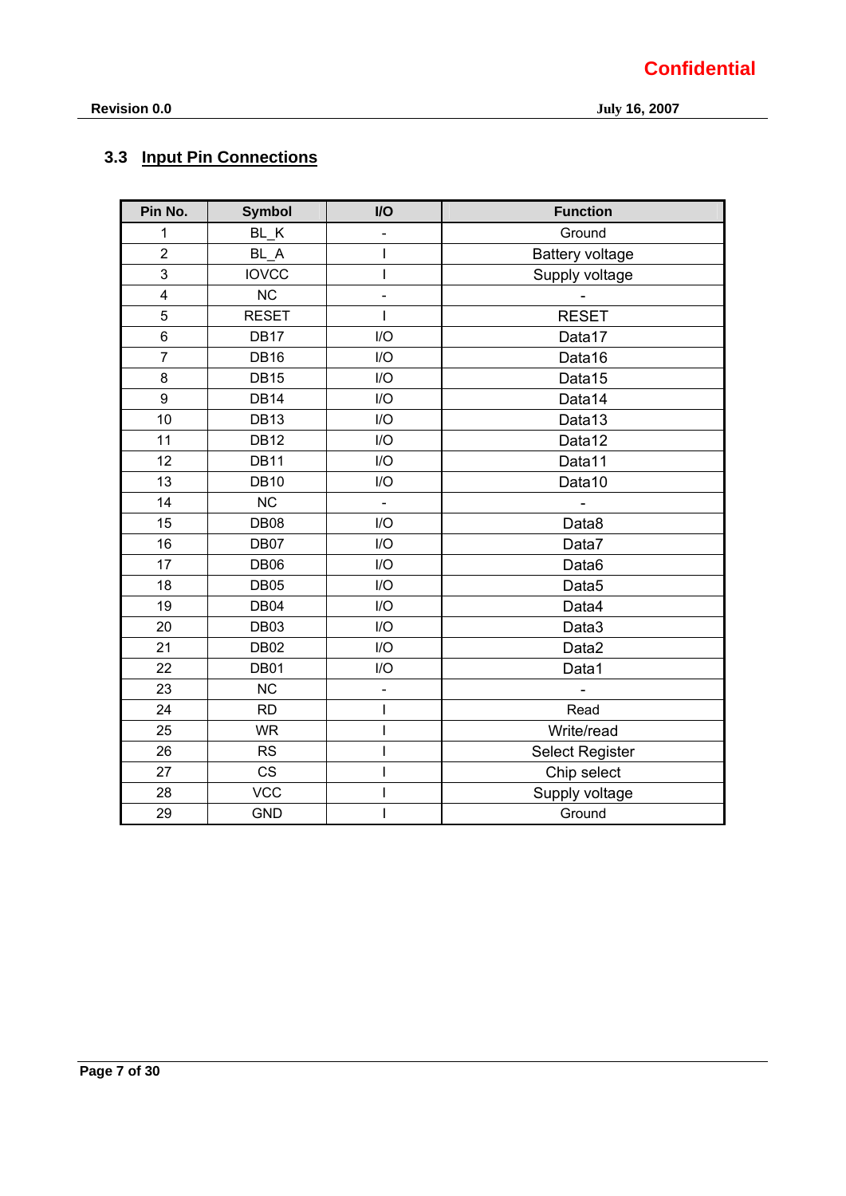## 3.3 Input Pin Connections

| Pin No. | Symbol | I/O | Function |
|---|---|---|---|
| 1 | BL_K | - | Ground |
| 2 | BL_A | I | Battery voltage |
| 3 | IOVCC | I | Supply voltage |
| 4 | NC | - | - |
| 5 | RESET | I | RESET |
| 6 | DB17 | I/O | Data17 |
| 7 | DB16 | I/O | Data16 |
| 8 | DB15 | I/O | Data15 |
| 9 | DB14 | I/O | Data14 |
| 10 | DB13 | I/O | Data13 |
| 11 | DB12 | I/O | Data12 |
| 12 | DB11 | I/O | Data11 |
| 13 | DB10 | I/O | Data10 |
| 14 | NC | - | - |
| 15 | DB08 | I/O | Data8 |
| 16 | DB07 | I/O | Data7 |
| 17 | DB06 | I/O | Data6 |
| 18 | DB05 | I/O | Data5 |
| 19 | DB04 | I/O | Data4 |
| 20 | DB03 | I/O | Data3 |
| 21 | DB02 | I/O | Data2 |
| 22 | DB01 | I/O | Data1 |
| 23 | NC | - | - |
| 24 | RD | I | Read |
| 25 | WR | I | Write/read |
| 26 | RS | I | Select Register |
| 27 | CS | I | Chip select |
| 28 | VCC | I | Supply voltage |
| 29 | GND | I | Ground |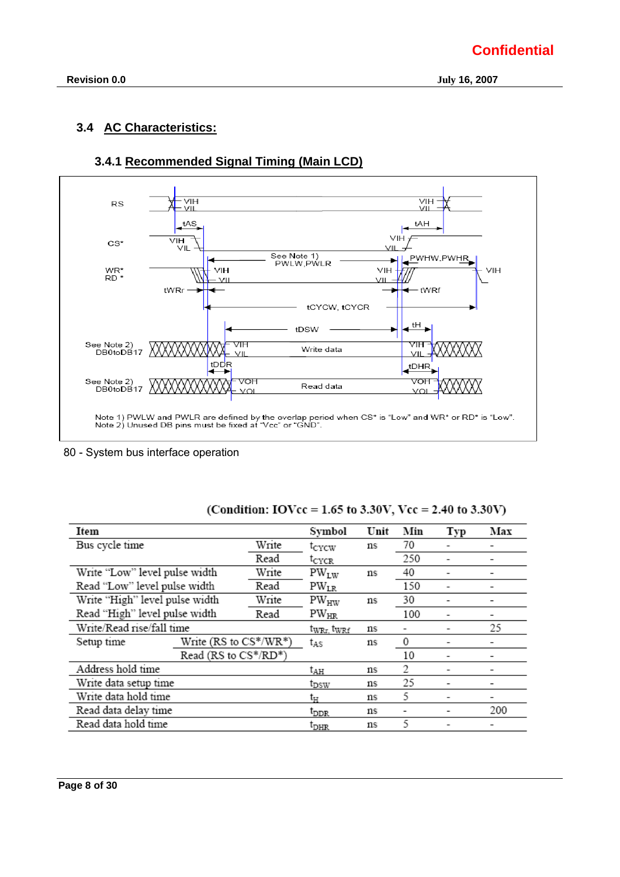Confidential

## 3.4 AC Characteristics:

### 3.4.1 Recommended Signal Timing (Main LCD)

Note 1) PWLW and PWLR are defined by the overlap period when CS* is "Low" and WR* or RD* is "Low".
Note 2) Unused DB pins must be fixed at "Vcc" or "GND".

80 - System bus interface operation

(Condition: IOVcc = 1.65 to 3.30V, Vcc = 2.40 to 3.30V)

| Item | | Symbol | Unit | Min | Typ | Max |
|---|---|---|---|---|---|---|
| Bus cycle time | Write | $t_{CYCW}$ | ns | 70 | - | - |
| | Read | $t_{CYCR}$ | | 250 | - | - |
| Write "Low" level pulse width | Write | $PW_{LW}$ | ns | 40 | - | - |
| Read "Low" level pulse width | Read | $PW_{LR}$ | | 150 | - | - |
| Write "High" level pulse width | Write | $PW_{HW}$ | ns | 30 | - | - |
| Read "High" level pulse width | Read | $PW_{HR}$ | | 100 | - | - |
| Write/Read rise/fall time | | $t_{WRr}$, $t_{WRf}$ | ns | - | - | 25 |
| Setup time | Write (RS to CS*/WR*) | $t_{AS}$ | ns | 0 | - | - |
| | Read (RS to CS*/RD*) | | | 10 | - | - |
| Address hold time | | $t_{AH}$ | ns | 2 | - | - |
| Write data setup time | | $t_{DSW}$ | ns | 25 | - | - |
| Write data hold time | | $t_{H}$ | ns | 5 | - | - |
| Read data delay time | | $t_{DDR}$ | ns | - | - | 200 |
| Read data hold time | | $t_{DHR}$ | ns | 5 | - | - |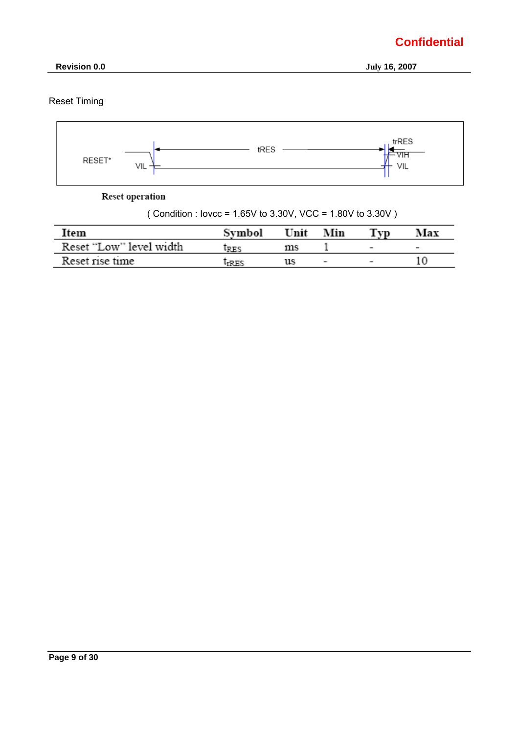Reset Timing

RESET* VIL tRES trRES VIH VIL

**Reset operation**

( Condition : Iovcc = 1.65V to 3.30V, VCC = 1.80V to 3.30V )

| Item | Symbol | Unit | Min | Typ | Max |
|---|---|---|---|---|---|
| Reset "Low" level width | $t_{RES}$ | ms | 1 | - | - |
| Reset rise time | $t_{rRES}$ | us | - | - | 10 |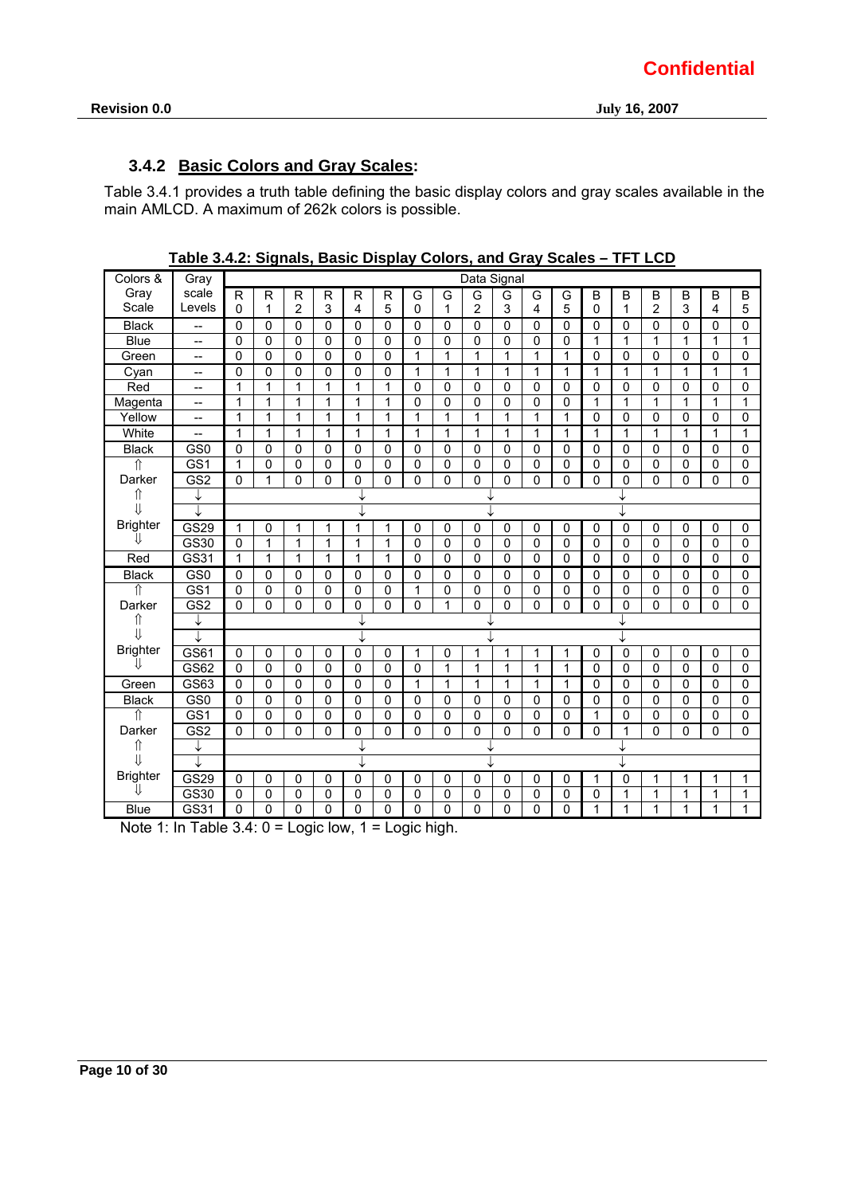### 3.4.2 Basic Colors and Gray Scales:

Table 3.4.1 provides a truth table defining the basic display colors and gray scales available in the main AMLCD. A maximum of 262k colors is possible.

**Table 3.4.2: Signals, Basic Display Colors, and Gray Scales – TFT LCD**

| Colors & Gray Scale | Gray scale Levels | Data Signal | | | | | | | | | | | | | | | | | |
|---|---|---|---|---|---|---|---|---|---|---|---|---|---|---|---|---|---|---|---|
| | | R0 | R1 | R2 | R3 | R4 | R5 | G0 | G1 | G2 | G3 | G4 | G5 | B0 | B1 | B2 | B3 | B4 | B5 |
| Black | -- | 0 | 0 | 0 | 0 | 0 | 0 | 0 | 0 | 0 | 0 | 0 | 0 | 0 | 0 | 0 | 0 | 0 | 0 |
| Blue | -- | 0 | 0 | 0 | 0 | 0 | 0 | 0 | 0 | 0 | 0 | 0 | 0 | 1 | 1 | 1 | 1 | 1 | 1 |
| Green | -- | 0 | 0 | 0 | 0 | 0 | 0 | 1 | 1 | 1 | 1 | 1 | 1 | 0 | 0 | 0 | 0 | 0 | 0 |
| Cyan | -- | 0 | 0 | 0 | 0 | 0 | 0 | 1 | 1 | 1 | 1 | 1 | 1 | 1 | 1 | 1 | 1 | 1 | 1 |
| Red | -- | 1 | 1 | 1 | 1 | 1 | 1 | 0 | 0 | 0 | 0 | 0 | 0 | 0 | 0 | 0 | 0 | 0 | 0 |
| Magenta | -- | 1 | 1 | 1 | 1 | 1 | 1 | 0 | 0 | 0 | 0 | 0 | 0 | 1 | 1 | 1 | 1 | 1 | 1 |
| Yellow | -- | 1 | 1 | 1 | 1 | 1 | 1 | 1 | 1 | 1 | 1 | 1 | 1 | 0 | 0 | 0 | 0 | 0 | 0 |
| White | -- | 1 | 1 | 1 | 1 | 1 | 1 | 1 | 1 | 1 | 1 | 1 | 1 | 1 | 1 | 1 | 1 | 1 | 1 |
| Black | GS0 | 0 | 0 | 0 | 0 | 0 | 0 | 0 | 0 | 0 | 0 | 0 | 0 | 0 | 0 | 0 | 0 | 0 | 0 |
| ⇑ | GS1 | 1 | 0 | 0 | 0 | 0 | 0 | 0 | 0 | 0 | 0 | 0 | 0 | 0 | 0 | 0 | 0 | 0 | 0 |
| Darker | GS2 | 0 | 1 | 0 | 0 | 0 | 0 | 0 | 0 | 0 | 0 | 0 | 0 | 0 | 0 | 0 | 0 | 0 | 0 |
| ⇑ | ↓ | | | | | ↓ | | | | ↓ | | | | | ↓ | | | | |
| ⇓ | ↓ | | | | | ↓ | | | | ↓ | | | | | ↓ | | | | |
| Brighter | GS29 | 1 | 0 | 1 | 1 | 1 | 1 | 0 | 0 | 0 | 0 | 0 | 0 | 0 | 0 | 0 | 0 | 0 | 0 |
| ⇓ | GS30 | 0 | 1 | 1 | 1 | 1 | 1 | 0 | 0 | 0 | 0 | 0 | 0 | 0 | 0 | 0 | 0 | 0 | 0 |
| Red | GS31 | 1 | 1 | 1 | 1 | 1 | 1 | 0 | 0 | 0 | 0 | 0 | 0 | 0 | 0 | 0 | 0 | 0 | 0 |
| Black | GS0 | 0 | 0 | 0 | 0 | 0 | 0 | 0 | 0 | 0 | 0 | 0 | 0 | 0 | 0 | 0 | 0 | 0 | 0 |
| ⇑ | GS1 | 0 | 0 | 0 | 0 | 0 | 0 | 1 | 0 | 0 | 0 | 0 | 0 | 0 | 0 | 0 | 0 | 0 | 0 |
| Darker | GS2 | 0 | 0 | 0 | 0 | 0 | 0 | 0 | 1 | 0 | 0 | 0 | 0 | 0 | 0 | 0 | 0 | 0 | 0 |
| ⇑ | ↓ | | | | | ↓ | | | | ↓ | | | | | ↓ | | | | |
| ⇓ | ↓ | | | | | ↓ | | | | ↓ | | | | | ↓ | | | | |
| Brighter | GS61 | 0 | 0 | 0 | 0 | 0 | 0 | 1 | 0 | 1 | 1 | 1 | 1 | 0 | 0 | 0 | 0 | 0 | 0 |
| ⇓ | GS62 | 0 | 0 | 0 | 0 | 0 | 0 | 0 | 1 | 1 | 1 | 1 | 1 | 0 | 0 | 0 | 0 | 0 | 0 |
| Green | GS63 | 0 | 0 | 0 | 0 | 0 | 0 | 1 | 1 | 1 | 1 | 1 | 1 | 0 | 0 | 0 | 0 | 0 | 0 |
| Black | GS0 | 0 | 0 | 0 | 0 | 0 | 0 | 0 | 0 | 0 | 0 | 0 | 0 | 0 | 0 | 0 | 0 | 0 | 0 |
| ⇑ | GS1 | 0 | 0 | 0 | 0 | 0 | 0 | 0 | 0 | 0 | 0 | 0 | 0 | 1 | 0 | 0 | 0 | 0 | 0 |
| Darker | GS2 | 0 | 0 | 0 | 0 | 0 | 0 | 0 | 0 | 0 | 0 | 0 | 0 | 0 | 1 | 0 | 0 | 0 | 0 |
| ⇑ | ↓ | | | | | ↓ | | | | ↓ | | | | | ↓ | | | | |
| ⇓ | ↓ | | | | | ↓ | | | | ↓ | | | | | ↓ | | | | |
| Brighter | GS29 | 0 | 0 | 0 | 0 | 0 | 0 | 0 | 0 | 0 | 0 | 0 | 0 | 1 | 0 | 1 | 1 | 1 | 1 |
| ⇓ | GS30 | 0 | 0 | 0 | 0 | 0 | 0 | 0 | 0 | 0 | 0 | 0 | 0 | 0 | 1 | 1 | 1 | 1 | 1 |
| Blue | GS31 | 0 | 0 | 0 | 0 | 0 | 0 | 0 | 0 | 0 | 0 | 0 | 0 | 1 | 1 | 1 | 1 | 1 | 1 |

Note 1: In Table 3.4: 0 = Logic low, 1 = Logic high.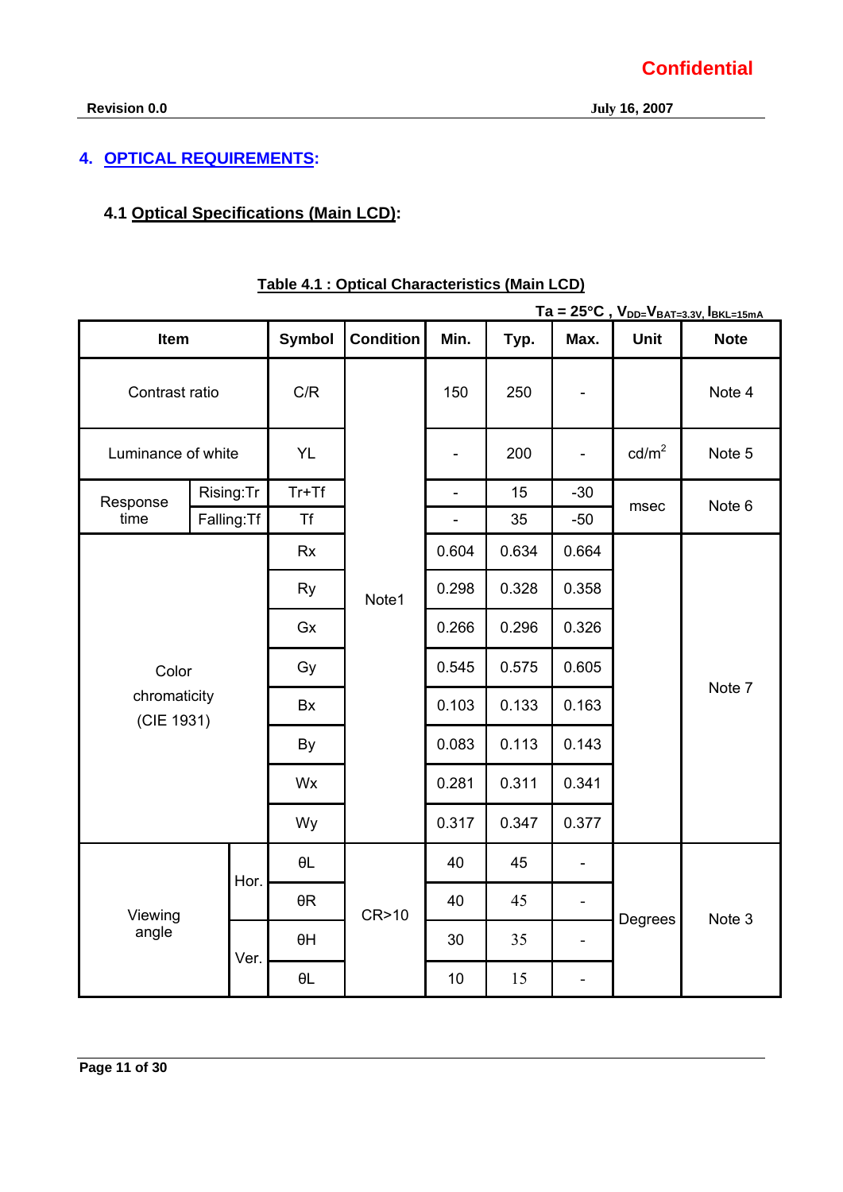## 4. OPTICAL REQUIREMENTS:

### 4.1 Optical Specifications (Main LCD):

**Table 4.1 : Optical Characteristics (Main LCD)**

Ta = 25°C , $V_{DD}$=$V_{BAT=3.3V}$, $I_{BKL=15mA}$

| Item | | | Symbol | Condition | Min. | Typ. | Max. | Unit | Note |
|---|---|---|---|---|---|---|---|---|---|
| Contrast ratio | | | C/R | Note1 | 150 | 250 | - | | Note 4 |
| Luminance of white | | | YL | | - | 200 | - | cd/m$^2$ | Note 5 |
| Response time | Rising:Tr | | Tr+Tf | | - | 15 | -30 | msec | Note 6 |
| | Falling:Tf | | Tf | | - | 35 | -50 | | |
| Color chromaticity (CIE 1931) | | | Rx | | 0.604 | 0.634 | 0.664 | | Note 7 |
| | | | Ry | | 0.298 | 0.328 | 0.358 | | |
| | | | Gx | | 0.266 | 0.296 | 0.326 | | |
| | | | Gy | | 0.545 | 0.575 | 0.605 | | |
| | | | Bx | | 0.103 | 0.133 | 0.163 | | |
| | | | By | | 0.083 | 0.113 | 0.143 | | |
| | | | Wx | | 0.281 | 0.311 | 0.341 | | |
| | | | Wy | | 0.317 | 0.347 | 0.377 | | |
| Viewing angle | | Hor. | θL | CR>10 | 40 | 45 | - | Degrees | Note 3 |
| | | | θR | | 40 | 45 | - | | |
| | | Ver. | θH | | 30 | 35 | - | | |
| | | | θL | | 10 | 15 | - | | |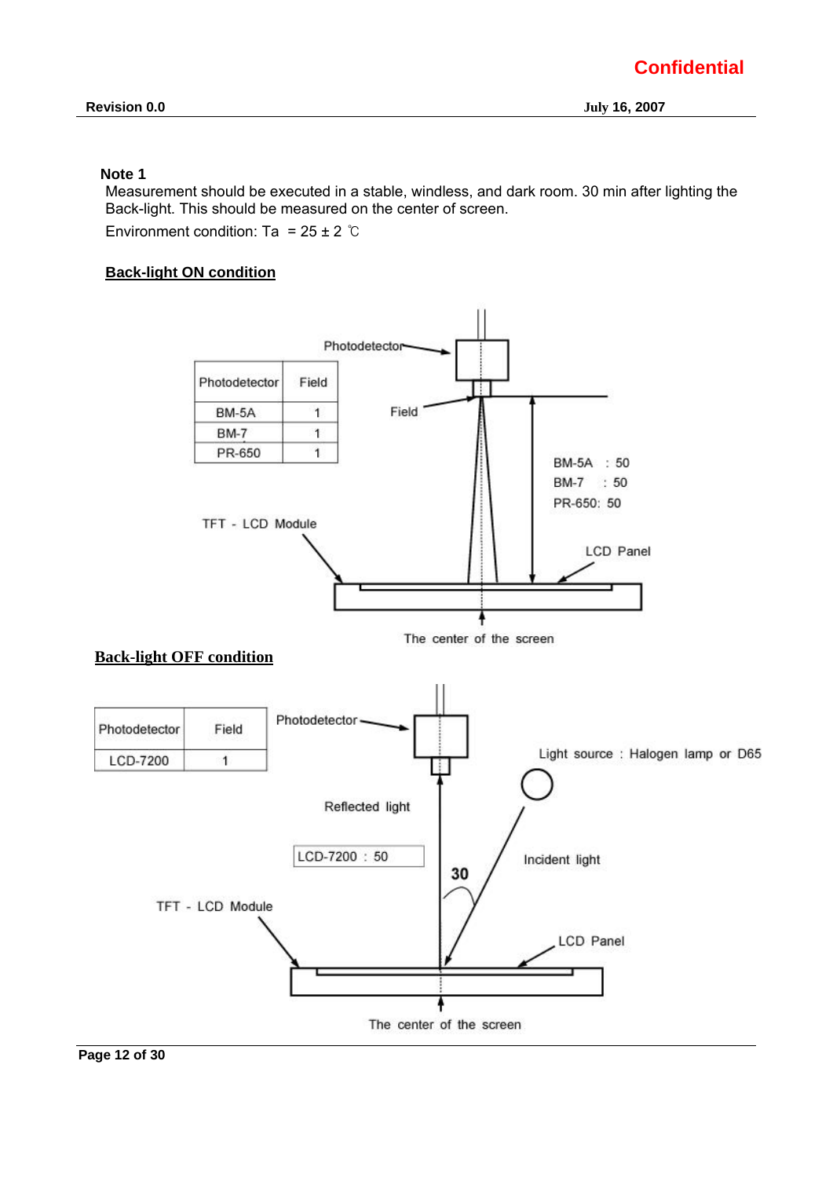**Note 1**

Measurement should be executed in a stable, windless, and dark room. 30 min after lighting the Back-light. This should be measured on the center of screen.

Environment condition: Ta = 25 ± 2 ℃

**Back-light ON condition**

| Photodetector | Field |
|---|---|
| BM-5A | 1 |
| BM-7 | 1 |
| PR-650 | 1 |

Photodetector

Field

BM-5A : 50
BM-7 : 50
PR-650: 50

TFT - LCD Module

LCD Panel

The center of the screen

**Back-light OFF condition**

| Photodetector | Field |
|---|---|
| LCD-7200 | 1 |

Photodetector

Light source : Halogen lamp or D65

Reflected light

LCD-7200 : 50

30

Incident light

TFT - LCD Module

LCD Panel

The center of the screen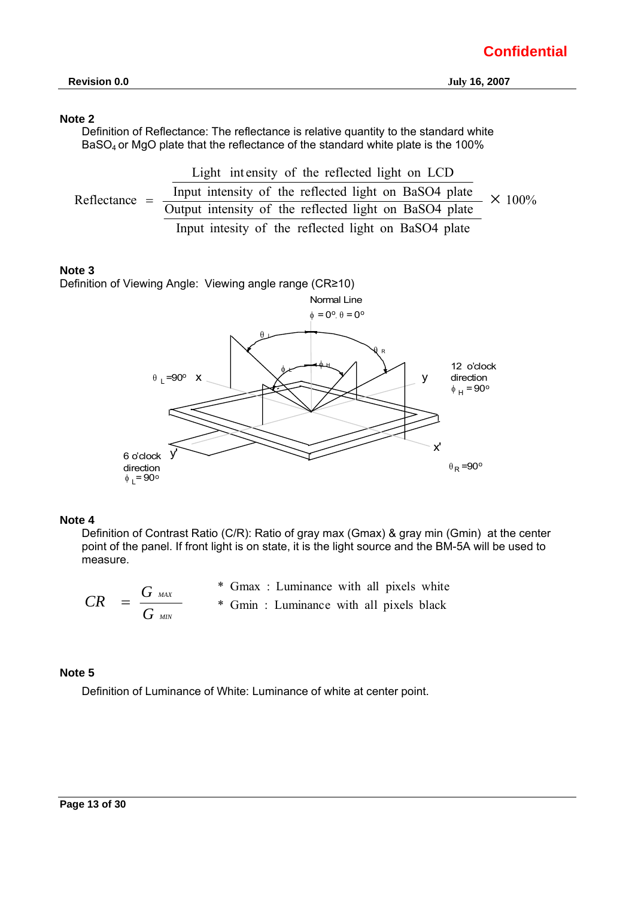**Note 2**

Definition of Reflectance: The reflectance is relative quantity to the standard white $BaSO_4$ or MgO plate that the reflectance of the standard white plate is the 100%

$$\text{Reflectance} = \frac{\dfrac{\text{Light intensity of the reflected light on LCD}}{\text{Input intensity of the reflected light on BaSO4 plate}}}{\dfrac{\text{Output intensity of the reflected light on BaSO4 plate}}{\text{Input intesity of the reflected light on BaSO4 plate}}} \times 100\%$$

**Note 3**

Definition of Viewing Angle: Viewing angle range (CR≥10)

Normal Line

$\phi = 0^o, \theta = 0^o$

$\theta_L$ $\theta_R$ $\phi_L$ $\phi_H$

$\theta_L = 90^o$ x

y

12 o'clock direction $\phi_H = 90^o$

6 o'clock direction $\phi_L = 90^o$ y'

x'

$\theta_R = 90^o$

**Note 4**

Definition of Contrast Ratio (C/R): Ratio of gray max (Gmax) & gray min (Gmin) at the center point of the panel. If front light is on state, it is the light source and the BM-5A will be used to measure.

$$CR = \frac{G_{MAX}}{G_{MIN}}$$

* Gmax : Luminance with all pixels white
* Gmin : Luminance with all pixels black

**Note 5**

Definition of Luminance of White: Luminance of white at center point.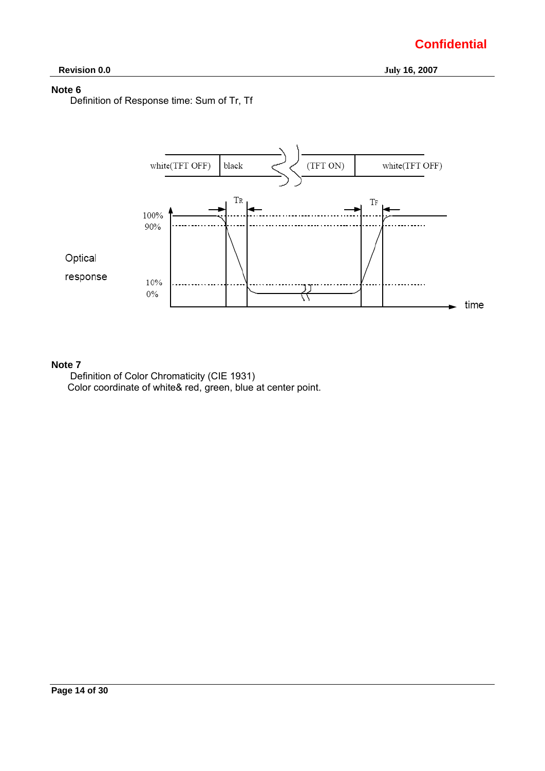### Note 6

Definition of Response time: Sum of Tr, Tf

white(TFT OFF) | black | (TFT ON) | white(TFT OFF)

Optical response

100%
90%
10%
0%

$T_R$ $T_F$

time

### Note 7

Definition of Color Chromaticity (CIE 1931)
Color coordinate of white& red, green, blue at center point.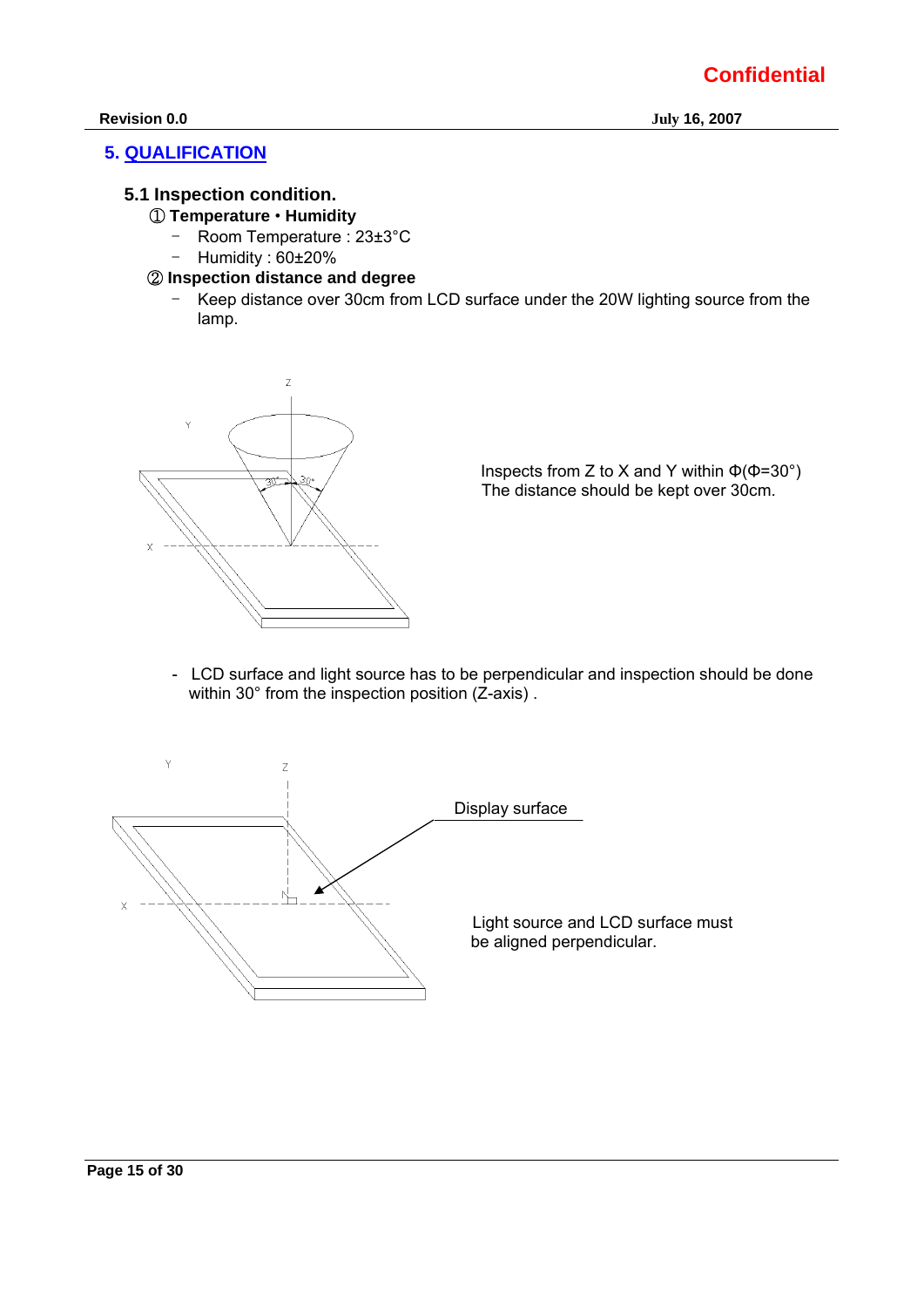## 5. QUALIFICATION

### 5.1 Inspection condition.

① **Temperature • Humidity**

- Room Temperature : 23±3°C
- Humidity : 60±20%

② **Inspection distance and degree**

- Keep distance over 30cm from LCD surface under the 20W lighting source from the lamp.

Inspects from Z to X and Y within Φ(Φ=30°)
The distance should be kept over 30cm.

- LCD surface and light source has to be perpendicular and inspection should be done within 30° from the inspection position (Z-axis) .

Display surface

Light source and LCD surface must be aligned perpendicular.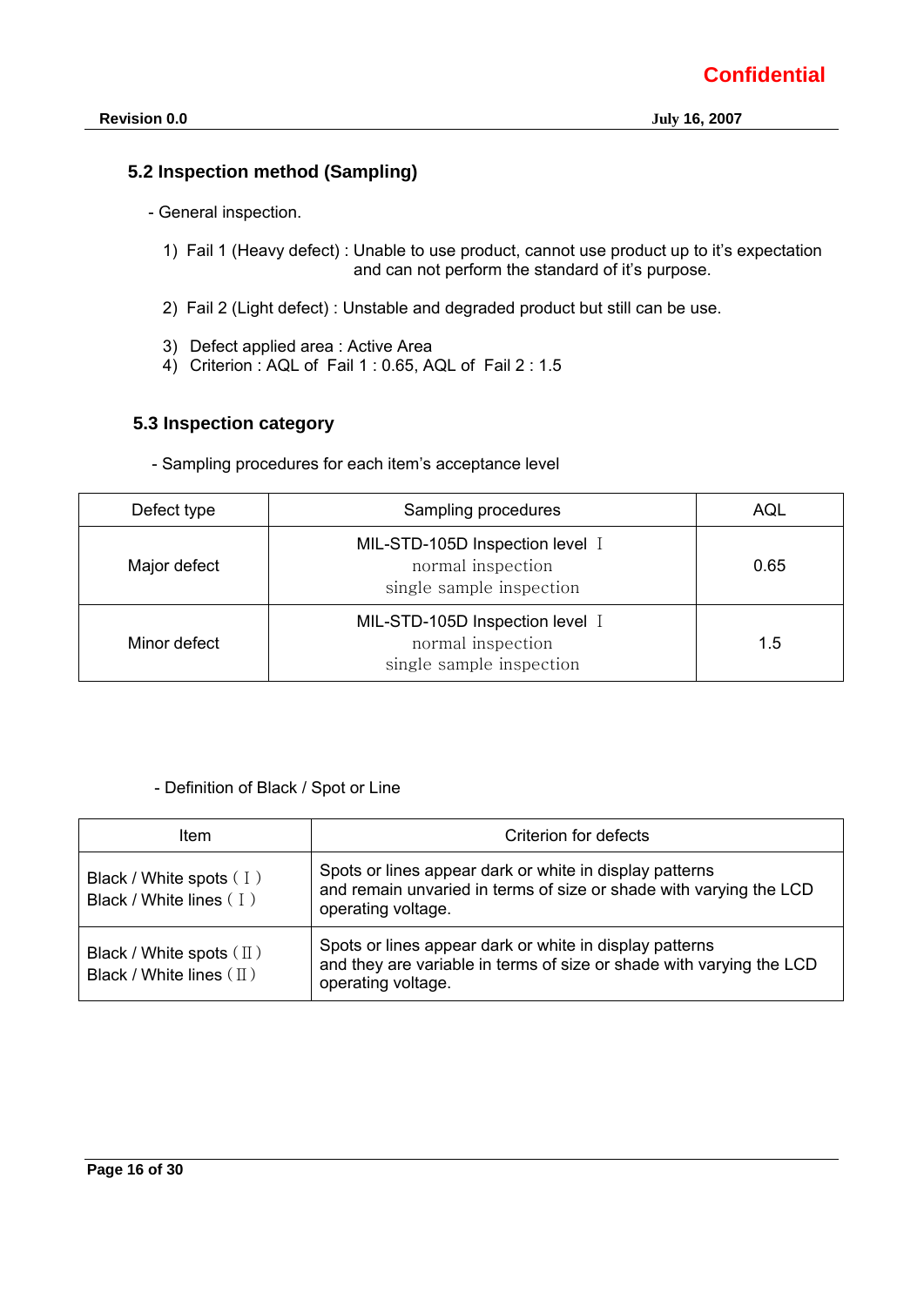## 5.2 Inspection method (Sampling)

- General inspection.

1) Fail 1 (Heavy defect) : Unable to use product, cannot use product up to it's expectation and can not perform the standard of it's purpose.

2) Fail 2 (Light defect) : Unstable and degraded product but still can be use.

3) Defect applied area : Active Area
4) Criterion : AQL of Fail 1 : 0.65, AQL of Fail 2 : 1.5

## 5.3 Inspection category

- Sampling procedures for each item's acceptance level

| Defect type | Sampling procedures | AQL |
|---|---|---|
| Major defect | MIL-STD-105D Inspection level Ⅰ<br>normal inspection<br>single sample inspection | 0.65 |
| Minor defect | MIL-STD-105D Inspection level Ⅰ<br>normal inspection<br>single sample inspection | 1.5 |

- Definition of Black / Spot or Line

| Item | Criterion for defects |
|---|---|
| Black / White spots ( Ⅰ )<br>Black / White lines ( Ⅰ ) | Spots or lines appear dark or white in display patterns and remain unvaried in terms of size or shade with varying the LCD operating voltage. |
| Black / White spots ( Ⅱ )<br>Black / White lines ( Ⅱ ) | Spots or lines appear dark or white in display patterns and they are variable in terms of size or shade with varying the LCD operating voltage. |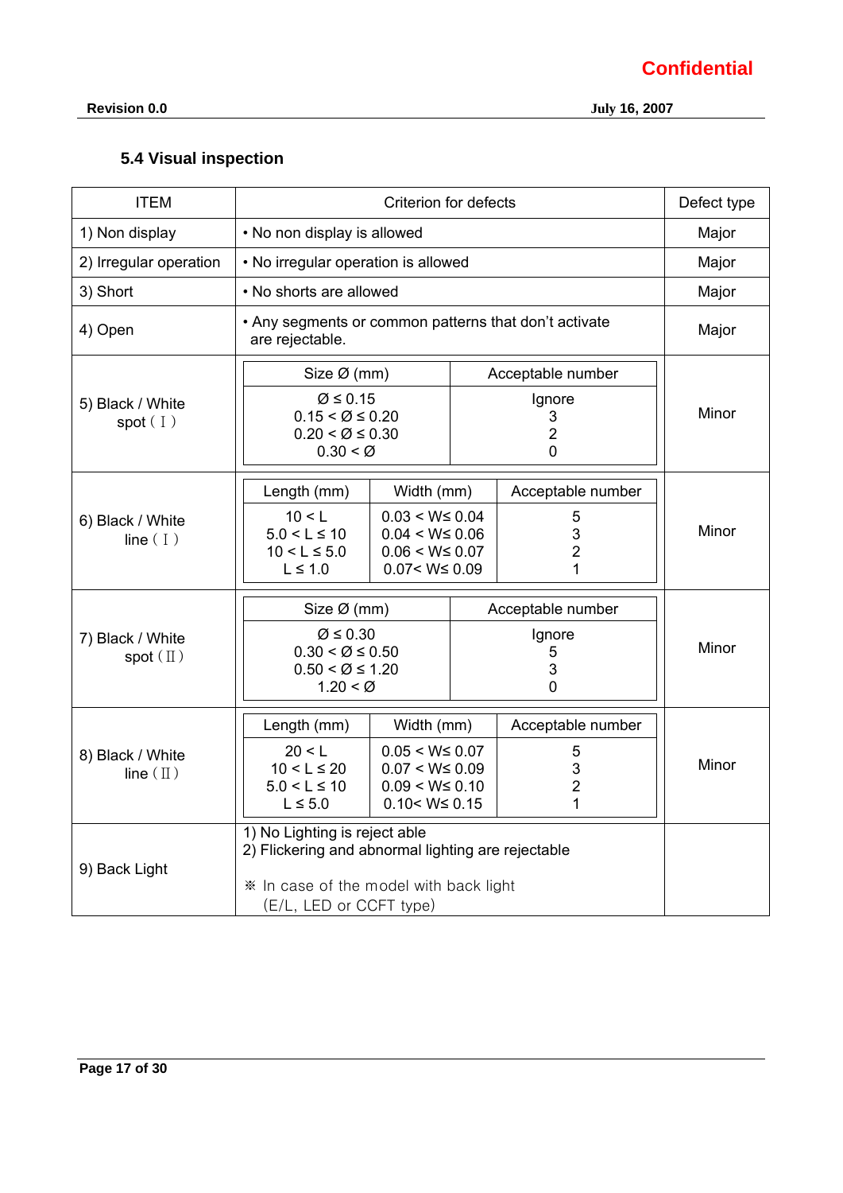### 5.4 Visual inspection

| ITEM | Criterion for defects | Defect type |
|---|---|---|
| 1) Non display | • No non display is allowed | Major |
| 2) Irregular operation | • No irregular operation is allowed | Major |
| 3) Short | • No shorts are allowed | Major |
| 4) Open | • Any segments or common patterns that don't activate are rejectable. | Major |
| 5) Black / White spot ( I ) | Size Ø (mm) / Acceptable number:<br>Ø ≤ 0.15 : Ignore<br>0.15 < Ø ≤ 0.20 : 3<br>0.20 < Ø ≤ 0.30 : 2<br>0.30 < Ø : 0 | Minor |
| 6) Black / White line ( I ) | Length (mm) / Width (mm) / Acceptable number:<br>10 < L / 0.03 < W≤ 0.04 / 5<br>5.0 < L ≤ 10 / 0.04 < W≤ 0.06 / 3<br>10 < L ≤ 5.0 / 0.06 < W≤ 0.07 / 2<br>L ≤ 1.0 / 0.07< W≤ 0.09 / 1 | Minor |
| 7) Black / White spot ( II ) | Size Ø (mm) / Acceptable number:<br>Ø ≤ 0.30 : Ignore<br>0.30 < Ø ≤ 0.50 : 5<br>0.50 < Ø ≤ 1.20 : 3<br>1.20 < Ø : 0 | Minor |
| 8) Black / White line ( II ) | Length (mm) / Width (mm) / Acceptable number:<br>20 < L / 0.05 < W≤ 0.07 / 5<br>10 < L ≤ 20 / 0.07 < W≤ 0.09 / 3<br>5.0 < L ≤ 10 / 0.09 < W≤ 0.10 / 2<br>L ≤ 5.0 / 0.10< W≤ 0.15 / 1 | Minor |
| 9) Back Light | 1) No Lighting is reject able<br>2) Flickering and abnormal lighting are rejectable<br><br>※ In case of the model with back light (E/L, LED or CCFT type) | |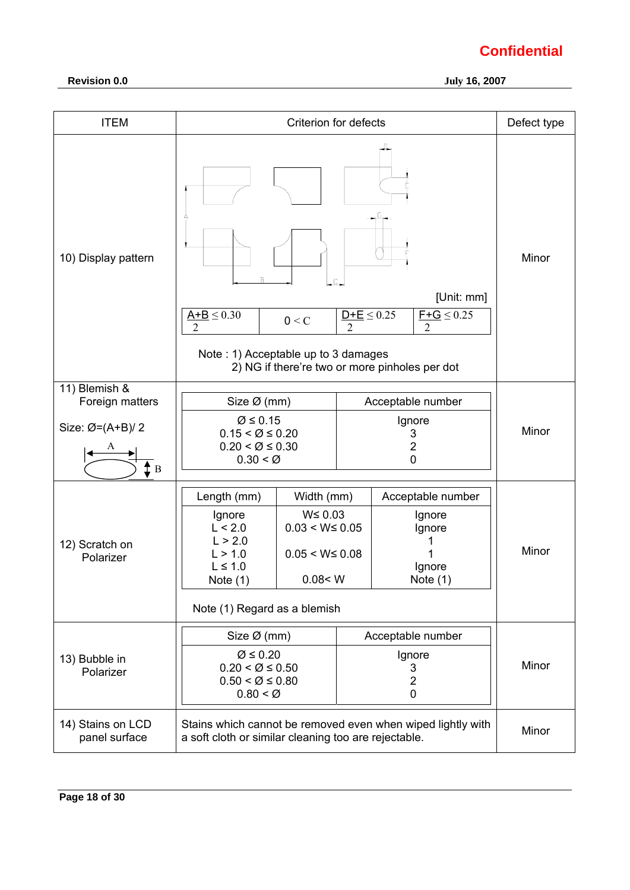Confidential

Revision 0.0 July 16, 2007

| ITEM | Criterion for defects | Defect type |
|---|---|---|
| 10) Display pattern | [Unit: mm]<br>$\frac{A+B}{2} \leq 0.30$ \| $0 < C$ \| $\frac{D+E}{2} \leq 0.25$ \| $\frac{F+G}{2} \leq 0.25$<br>Note : 1) Acceptable up to 3 damages<br>2) NG if there're two or more pinholes per dot | Minor |
| 11) Blemish & Foreign matters<br>Size: Ø=(A+B)/ 2 | Size Ø (mm) / Acceptable number:<br>Ø ≤ 0.15 — Ignore<br>0.15 < Ø ≤ 0.20 — 3<br>0.20 < Ø ≤ 0.30 — 2<br>0.30 < Ø — 0 | Minor |
| 12) Scratch on Polarizer | Length (mm) / Width (mm) / Acceptable number:<br>Ignore / W≤ 0.03 / Ignore<br>L < 2.0 / 0.03 < W≤ 0.05 / Ignore<br>L > 2.0 / 0.03 < W≤ 0.05 / 1<br>L > 1.0 / 0.05 < W≤ 0.08 / 1<br>L ≤ 1.0 / 0.05 < W≤ 0.08 / Ignore<br>Note (1) / 0.08< W / Note (1)<br>Note (1) Regard as a blemish | Minor |
| 13) Bubble in Polarizer | Size Ø (mm) / Acceptable number:<br>Ø ≤ 0.20 — Ignore<br>0.20 < Ø ≤ 0.50 — 3<br>0.50 < Ø ≤ 0.80 — 2<br>0.80 < Ø — 0 | Minor |
| 14) Stains on LCD panel surface | Stains which cannot be removed even when wiped lightly with a soft cloth or similar cleaning too are rejectable. | Minor |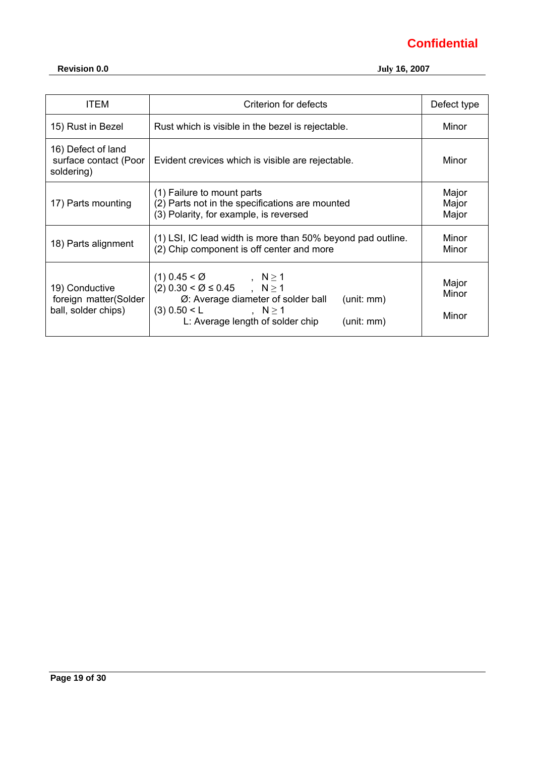| ITEM | Criterion for defects | Defect type |
|---|---|---|
| 15) Rust in Bezel | Rust which is visible in the bezel is rejectable. | Minor |
| 16) Defect of land surface contact (Poor soldering) | Evident crevices which is visible are rejectable. | Minor |
| 17) Parts mounting | (1) Failure to mount parts<br>(2) Parts not in the specifications are mounted<br>(3) Polarity, for example, is reversed | Major<br>Major<br>Major |
| 18) Parts alignment | (1) LSI, IC lead width is more than 50% beyond pad outline.<br>(2) Chip component is off center and more | Minor<br>Minor |
| 19) Conductive foreign matter(Solder ball, solder chips) | (1) $0.45 < Ø$ , $N \geq 1$<br>(2) $0.30 < Ø \leq 0.45$ , $N \geq 1$<br>Ø: Average diameter of solder ball (unit: mm)<br>(3) $0.50 < L$ , $N \geq 1$<br>L: Average length of solder chip (unit: mm) | Major<br>Minor<br><br>Minor |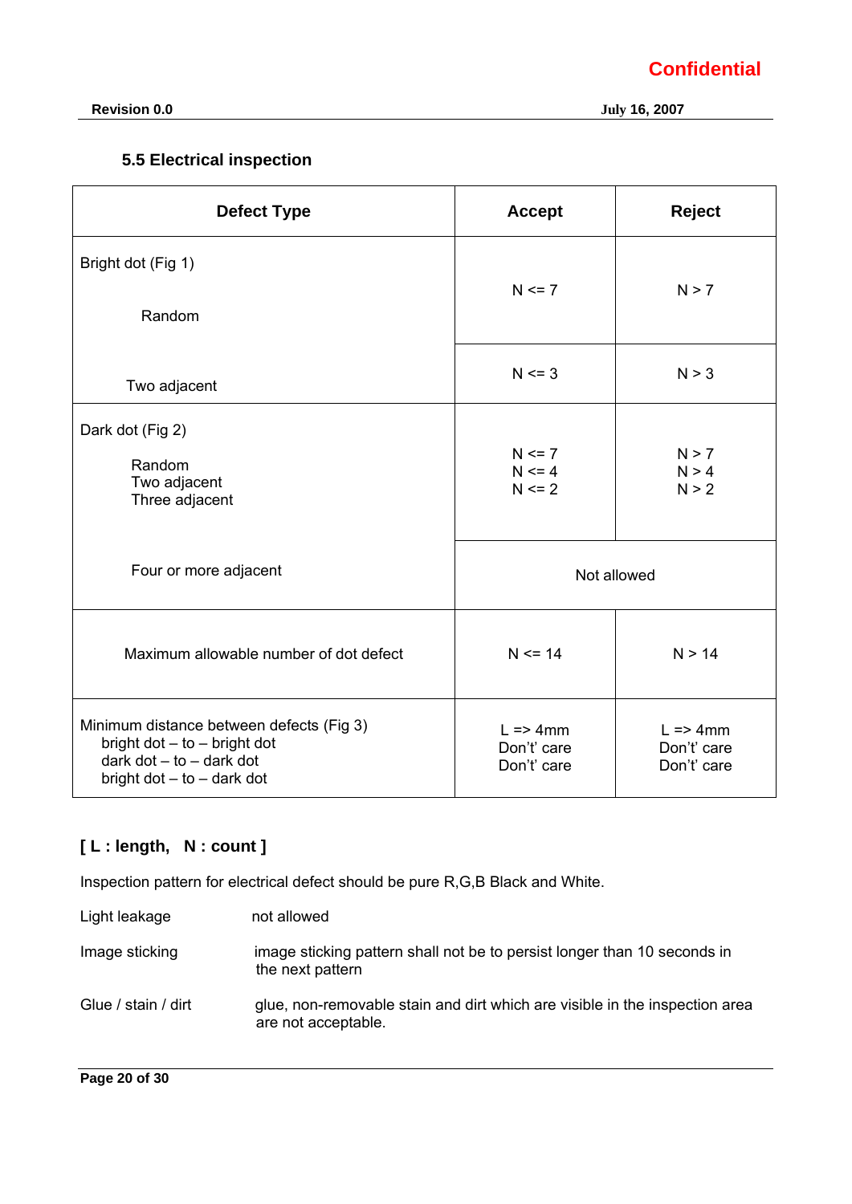### 5.5 Electrical inspection

| Defect Type | Accept | Reject |
|---|---|---|
| Bright dot (Fig 1)<br><br>Random | N <= 7 | N > 7 |
| Two adjacent | N <= 3 | N > 3 |
| Dark dot (Fig 2)<br><br>Random<br>Two adjacent<br>Three adjacent | N <= 7<br>N <= 4<br>N <= 2 | N > 7<br>N > 4<br>N > 2 |
| Four or more adjacent | Not allowed | |
| Maximum allowable number of dot defect | N <= 14 | N > 14 |
| Minimum distance between defects (Fig 3)<br>bright dot – to – bright dot<br>dark dot – to – dark dot<br>bright dot – to – dark dot | L => 4mm<br>Don't' care<br>Don't' care | L => 4mm<br>Don't' care<br>Don't' care |

**[ L : length, N : count ]**

Inspection pattern for electrical defect should be pure R,G,B Black and White.

Light leakage: not allowed

Image sticking: image sticking pattern shall not be to persist longer than 10 seconds in the next pattern

Glue / stain / dirt: glue, non-removable stain and dirt which are visible in the inspection area are not acceptable.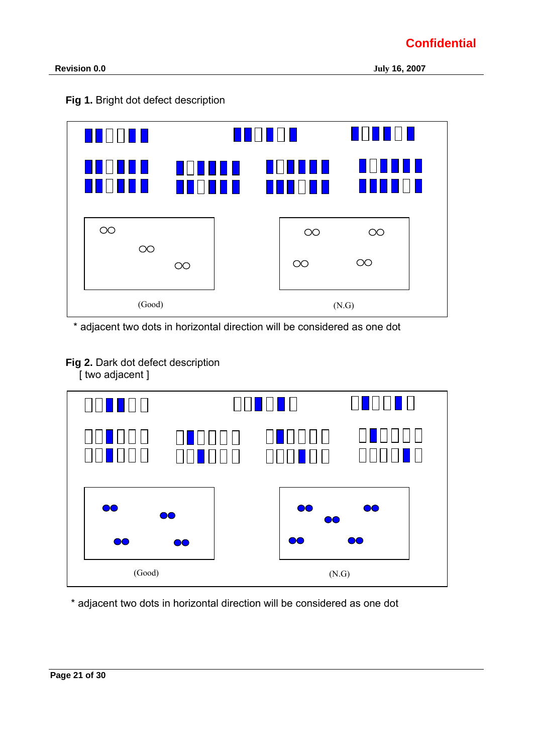**Fig 1.** Bright dot defect description

(Good) (N.G)

\* adjacent two dots in horizontal direction will be considered as one dot

**Fig 2.** Dark dot defect description
[ two adjacent ]

(Good) (N.G)

\* adjacent two dots in horizontal direction will be considered as one dot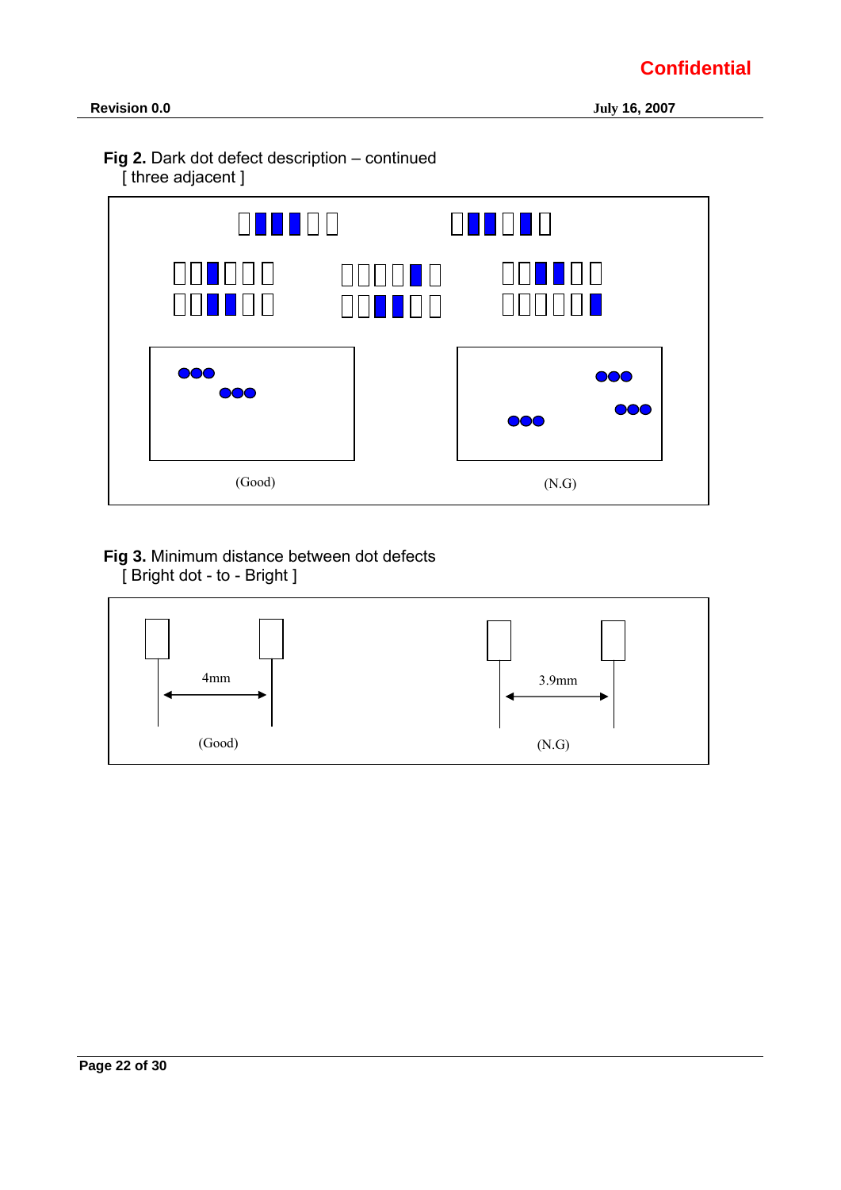**Fig 2.** Dark dot defect description – continued
[ three adjacent ]

(Good)

(N.G)

**Fig 3.** Minimum distance between dot defects
[ Bright dot - to - Bright ]

4mm

(Good)

3.9mm

(N.G)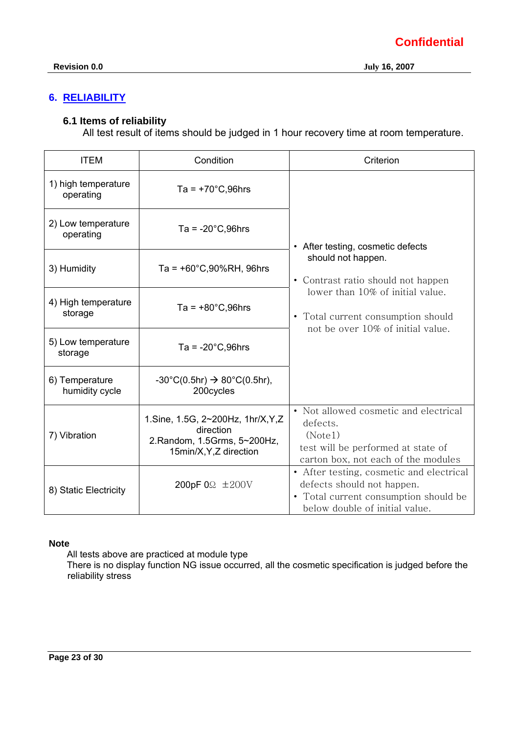## 6. RELIABILITY

### 6.1 Items of reliability

All test result of items should be judged in 1 hour recovery time at room temperature.

| ITEM | Condition | Criterion |
|---|---|---|
| 1) high temperature operating | Ta = +70°C,96hrs | • After testing, cosmetic defects should not happen.<br>• Contrast ratio should not happen lower than 10% of initial value.<br>• Total current consumption should not be over 10% of initial value. |
| 2) Low temperature operating | Ta = -20°C,96hrs | |
| 3) Humidity | Ta = +60°C,90%RH, 96hrs | |
| 4) High temperature storage | Ta = +80°C,96hrs | |
| 5) Low temperature storage | Ta = -20°C,96hrs | |
| 6) Temperature humidity cycle | -30°C(0.5hr) → 80°C(0.5hr), 200cycles | |
| 7) Vibration | 1.Sine, 1.5G, 2~200Hz, 1hr/X,Y,Z direction<br>2.Random, 1.5Grms, 5~200Hz, 15min/X,Y,Z direction | • Not allowed cosmetic and electrical defects.<br>(Note1)<br>test will be performed at state of carton box, not each of the modules |
| 8) Static Electricity | 200pF 0Ω ±200V | • After testing, cosmetic and electrical defects should not happen.<br>• Total current consumption should be below double of initial value. |

**Note**

All tests above are practiced at module type

There is no display function NG issue occurred, all the cosmetic specification is judged before the reliability stress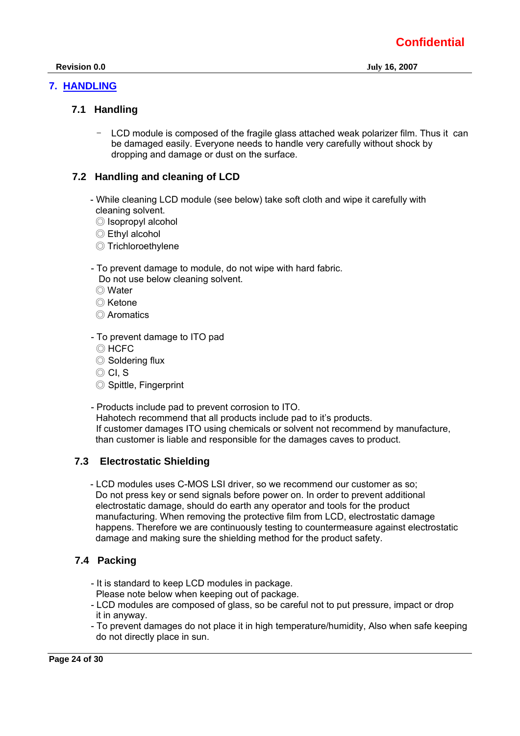## 7. HANDLING

### 7.1 Handling

- LCD module is composed of the fragile glass attached weak polarizer film. Thus it can be damaged easily. Everyone needs to handle very carefully without shock by dropping and damage or dust on the surface.

### 7.2 Handling and cleaning of LCD

- While cleaning LCD module (see below) take soft cloth and wipe it carefully with cleaning solvent.
  ◎ Isopropyl alcohol
  ◎ Ethyl alcohol
  ◎ Trichloroethylene

- To prevent damage to module, do not wipe with hard fabric.
  Do not use below cleaning solvent.
  ◎ Water
  ◎ Ketone
  ◎ Aromatics

- To prevent damage to ITO pad
  ◎ HCFC
  ◎ Soldering flux
  ◎ Cl, S
  ◎ Spittle, Fingerprint

- Products include pad to prevent corrosion to ITO.
  Hahotech recommend that all products include pad to it's products.
  If customer damages ITO using chemicals or solvent not recommend by manufacture, than customer is liable and responsible for the damages caves to product.

### 7.3 Electrostatic Shielding

- LCD modules uses C-MOS LSI driver, so we recommend our customer as so;
  Do not press key or send signals before power on. In order to prevent additional electrostatic damage, should do earth any operator and tools for the product manufacturing. When removing the protective film from LCD, electrostatic damage happens. Therefore we are continuously testing to countermeasure against electrostatic damage and making sure the shielding method for the product safety.

### 7.4 Packing

- It is standard to keep LCD modules in package.
  Please note below when keeping out of package.
- LCD modules are composed of glass, so be careful not to put pressure, impact or drop it in anyway.
- To prevent damages do not place it in high temperature/humidity, Also when safe keeping do not directly place in sun.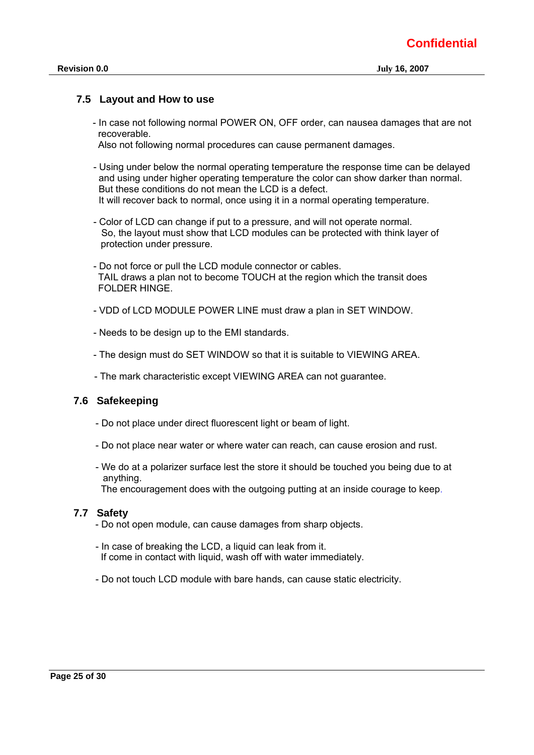## 7.5 Layout and How to use

- In case not following normal POWER ON, OFF order, can nausea damages that are not recoverable.
  Also not following normal procedures can cause permanent damages.

- Using under below the normal operating temperature the response time can be delayed and using under higher operating temperature the color can show darker than normal.
  But these conditions do not mean the LCD is a defect.
  It will recover back to normal, once using it in a normal operating temperature.

- Color of LCD can change if put to a pressure, and will not operate normal.
  So, the layout must show that LCD modules can be protected with think layer of protection under pressure.

- Do not force or pull the LCD module connector or cables.
  TAIL draws a plan not to become TOUCH at the region which the transit does FOLDER HINGE.

- VDD of LCD MODULE POWER LINE must draw a plan in SET WINDOW.

- Needs to be design up to the EMI standards.

- The design must do SET WINDOW so that it is suitable to VIEWING AREA.

- The mark characteristic except VIEWING AREA can not guarantee.

## 7.6 Safekeeping

- Do not place under direct fluorescent light or beam of light.

- Do not place near water or where water can reach, can cause erosion and rust.

- We do at a polarizer surface lest the store it should be touched you being due to at anything.
  The encouragement does with the outgoing putting at an inside courage to keep.

## 7.7 Safety

- Do not open module, can cause damages from sharp objects.

- In case of breaking the LCD, a liquid can leak from it.
  If come in contact with liquid, wash off with water immediately.

- Do not touch LCD module with bare hands, can cause static electricity.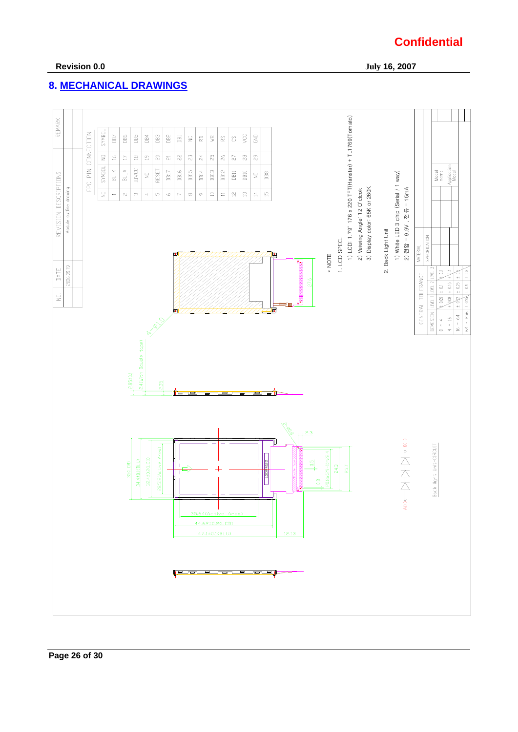**Confidential**

**Revision 0.0** **July 16, 2007**

## 8. MECHANICAL DRAWINGS

| NO | DATE | REVISION DESCRIPTIONS | REMARK |
|---|---|---|---|
| | 2006.09.19 | Module outline drawing | |

FPC PIN CONNECTION

| NO | SYMBOL | NO | SYMBOL |
|---|---|---|---|
| 1 | BL_K | 16 | DB7 |
| 2 | BL_A | 17 | DB6 |
| 3 | IOVCC | 18 | DB5 |
| 4 | NC | 19 | DB4 |
| 5 | RESET | 20 | DB3 |
| 6 | DB17 | 21 | DB2 |
| 7 | DB16 | 22 | DB1 |
| 8 | DB15 | 23 | NC |
| 9 | DB14 | 24 | RD |
| 10 | DB13 | 25 | WR |
| 11 | DB12 | 26 | RS |
| 12 | DB11 | 27 | CS |
| 13 | DB10 | 28 | VCC |
| 14 | NC | 29 | GND |
| 15 | DB8 | | |

\* NOTE

1. LCD SPEC.
   1) LCD: 1.79" 176 x 220 TFT(Hanstar) + TL1769(Tomato)
   2) Veiwing Angle: 12 O'clcok
   3) Display color: 65K or 260K
2. Back Light Unit
   1) White LED 3 chip (Serial / 1 way)
   2) 전압 = 9.9V , 전류 = 15mA

Back light unit-CIRCUIT: A(+) — K(-)

Dimensions: 4-Ø1.0; 8.85(0.1); 2.4(with Double Tape); 0.55; 39.1(M); 34.4(±0.2)(BL); 37.4(±0.2)(LCD); 35.955(Active Area); 35.64(Active Area); 44.8(±0.2)(LCD); 47.1(±0.2)(BL); 12.13; 23.3; 0.5; 0.8; 28x(P0.1)=27.4; 24.3; 25.7

| GENERAL TOLERANCE | | | |
|---|---|---|---|
| DIMENSION | LEVEL 1 | LEVEL 2 | LEVEL 3 |
| 0 ~ 4 | ± 0.05 | ± 0.1 | ± 0.2 |
| 4 ~ 16 | ± 0.08 | ± 0.15 | ± 0.3 |
| 16 ~ 64 | ± 0.12 | ± 0.25 | ± 0.5 |
| 64 ~ 256 | ± 0.25 | ± 0.4 | ± 0.8 |

MATERIAL

SPECIFICATION

Model name

Application Model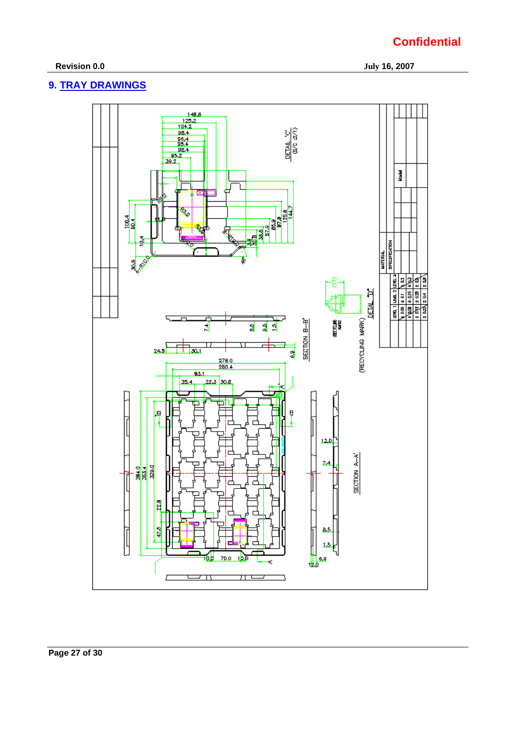## 9. TRAY DRAWINGS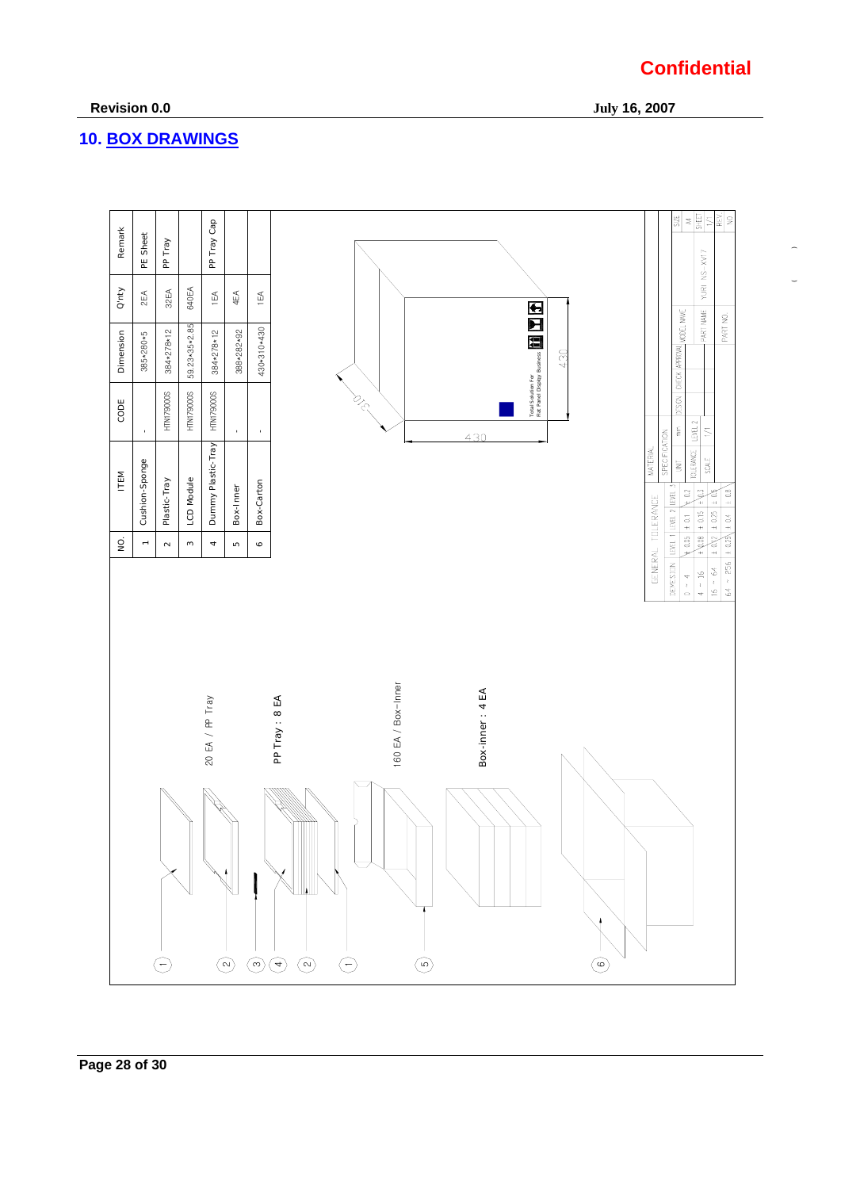## 10. BOX DRAWINGS

| NO. | ITEM | CODE | Dimension | Q'nty | Remark |
|---|---|---|---|---|---|
| 1 | Cushion-Sponge | - | 385*280*5 | 2EA | PE Sheet |
| 2 | Plastic-Tray | HTN179000S | 384*278*12 | 32EA | PP Tray |
| 3 | LCD Module | HTN179000S | 59.23*35*2.85 | 640EA | |
| 4 | Dummy Plastic-Tray | HTN179000S | 384*278*12 | 1EA | PP Tray Cap |
| 5 | Box-Inner | - | 388*282*92 | 4EA | |
| 6 | Box-Carton | - | 430*310*430 | 1EA | |

20 EA / PP Tray

PP Tray : 8 EA

160 EA / Box-Inner

Box-inner : 4 EA

430

430

310

Total Solution For Flat Panel Display Business

| GENERAL TOLERANCE | | | |
|---|---|---|---|
| DIMENSION | LEVEL 1 | LEVEL 2 | LEVEL 3 |
| 0 ~ 4 | ± 0.05 | ± 0.1 | ± 0.2 |
| 4 ~ 16 | ± 0.08 | ± 0.15 | ± 0.3 |
| 16 ~ 64 | ± 0.12 | ± 0.25 | ± 0.5 |
| 64 ~ 256 | ± 0.25 | ± 0.4 | ± 0.8 |

MATERIAL

SPECIFICATION

UNIT: mm

TOLERANCE: LEVEL 2

SCALE: 1/1

DESIGN | CHECK | APPROVAL | MODEL NAME

PART NAME: YURI NS-XV17

PART NO.

SIZE: A4

SHEET: 1/1

REV. NO.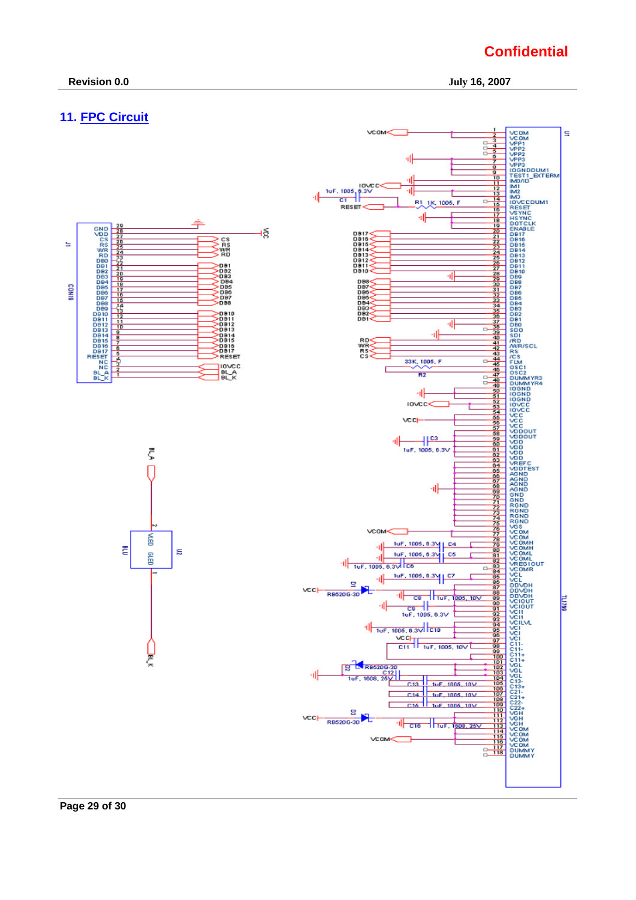## 11. FPC Circuit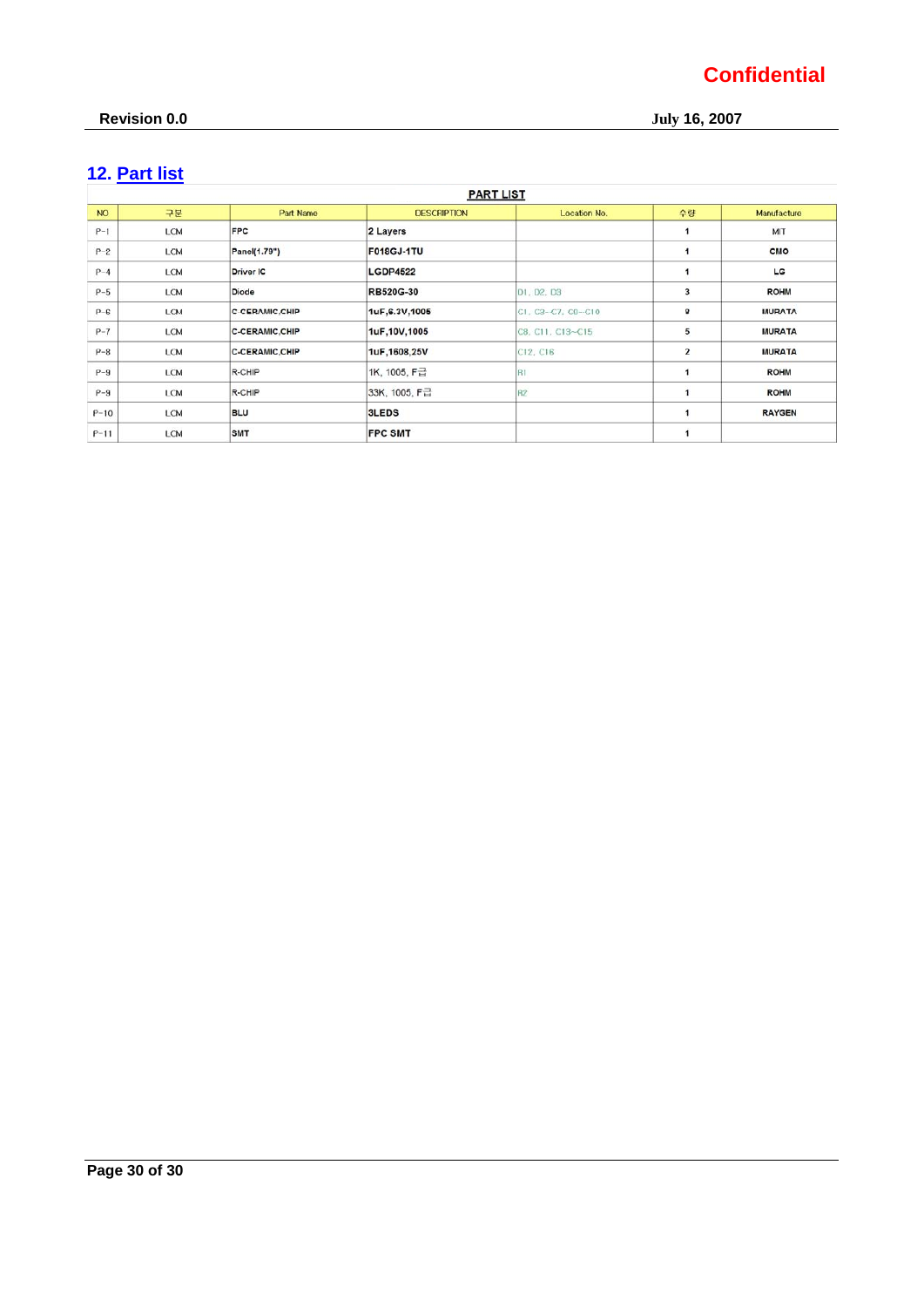## 12. Part list

**PART LIST**

| NO | 구분 | Part Name | DESCRIPTION | Location No. | 수량 | Manufacture |
|---|---|---|---|---|---|---|
| P-1 | LCM | FPC | 2 Layers | | 1 | MIT |
| P-2 | LCM | Panel(1.79") | F018GJ-1TU | | 1 | CMO |
| P-4 | LCM | Driver IC | LGDP4522 | | 1 | LG |
| P-5 | LCM | Diode | RB520G-30 | D1, D2, D3 | 3 | ROHM |
| P-6 | LCM | C-CERAMIC,CHIP | 1uF,6.3V,1005 | C1, C3~C7, C9~C10 | 8 | MURATA |
| P-7 | LCM | C-CERAMIC,CHIP | 1uF,10V,1005 | C8, C11, C13~C15 | 5 | MURATA |
| P-8 | LCM | C-CERAMIC,CHIP | 1uF,1608,25V | C12, C16 | 2 | MURATA |
| P-9 | LCM | R-CHIP | 1K, 1005, F급 | R1 | 1 | ROHM |
| P-9 | LCM | R-CHIP | 33K, 1005, F급 | R2 | 1 | ROHM |
| P-10 | LCM | BLU | 3LEDS | | 1 | RAYGEN |
| P-11 | LCM | SMT | FPC SMT | | 1 | |